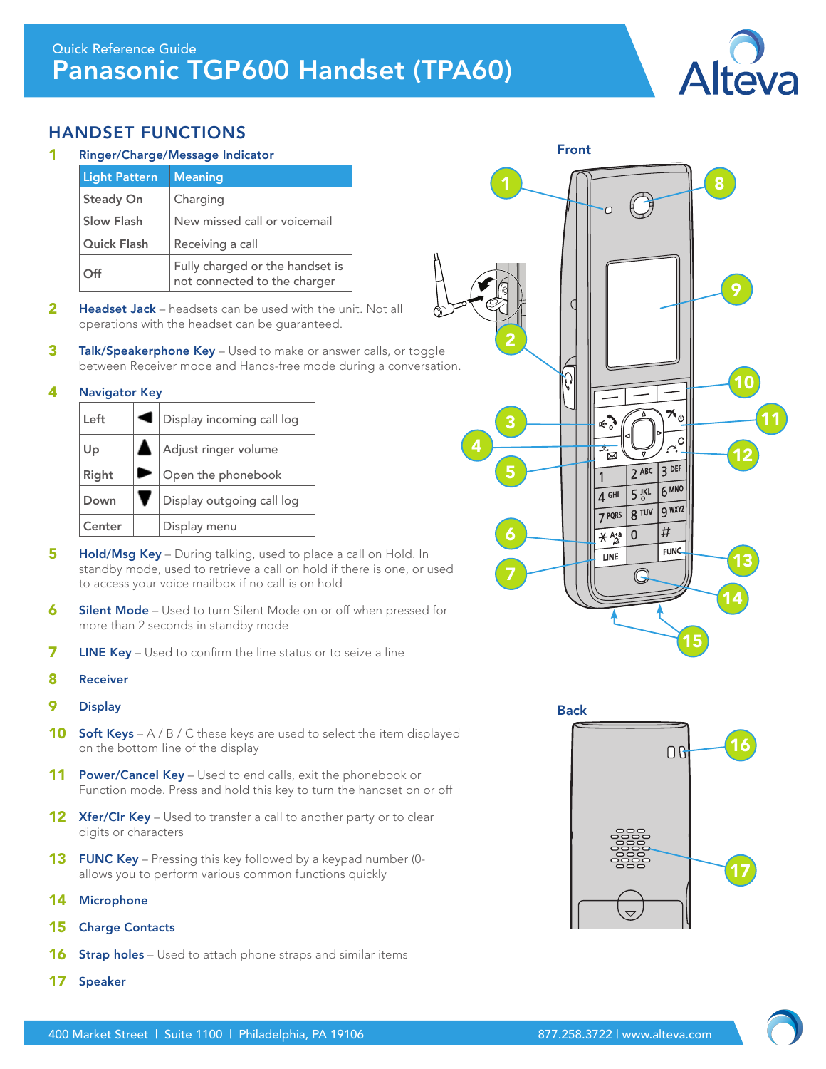Quick Reference Guide

# Panasonic TGP600 Handset (TPA60)

## HANDSET FUNCTIONS

**1 Ringer/Charge/Message Indicator**

| Light Pattern | Meaning |
|---|---|
| Steady On | Charging |
| Slow Flash | New missed call or voicemail |
| Quick Flash | Receiving a call |
| Off | Fully charged or the handset is not connected to the charger |

**2 Headset Jack** – headsets can be used with the unit. Not all operations with the headset can be guaranteed.

**3 Talk/Speakerphone Key** – Used to make or answer calls, or toggle between Receiver mode and Hands-free mode during a conversation.

**4 Navigator Key**

| | | |
|---|---|---|
| Left | ◀ | Display incoming call log |
| Up | ▲ | Adjust ringer volume |
| Right | ▶ | Open the phonebook |
| Down | ▼ | Display outgoing call log |
| Center | | Display menu |

**5 Hold/Msg Key** – During talking, used to place a call on Hold. In standby mode, used to retrieve a call on hold if there is one, or used to access your voice mailbox if no call is on hold

**6 Silent Mode** – Used to turn Silent Mode on or off when pressed for more than 2 seconds in standby mode

**7 LINE Key** – Used to confirm the line status or to seize a line

**8 Receiver**

**9 Display**

**10 Soft Keys** – A / B / C these keys are used to select the item displayed on the bottom line of the display

**11 Power/Cancel Key** – Used to end calls, exit the phonebook or Function mode. Press and hold this key to turn the handset on or off

**12 Xfer/Clr Key** – Used to transfer a call to another party or to clear digits or characters

**13 FUNC Key** – Pressing this key followed by a keypad number (0- allows you to perform various common functions quickly

**14 Microphone**

**15 Charge Contacts**

**16 Strap holes** – Used to attach phone straps and similar items

**17 Speaker**

Front

Back

400 Market Street | Suite 1100 | Philadelphia, PA 19106 877.258.3722 | www.alteva.com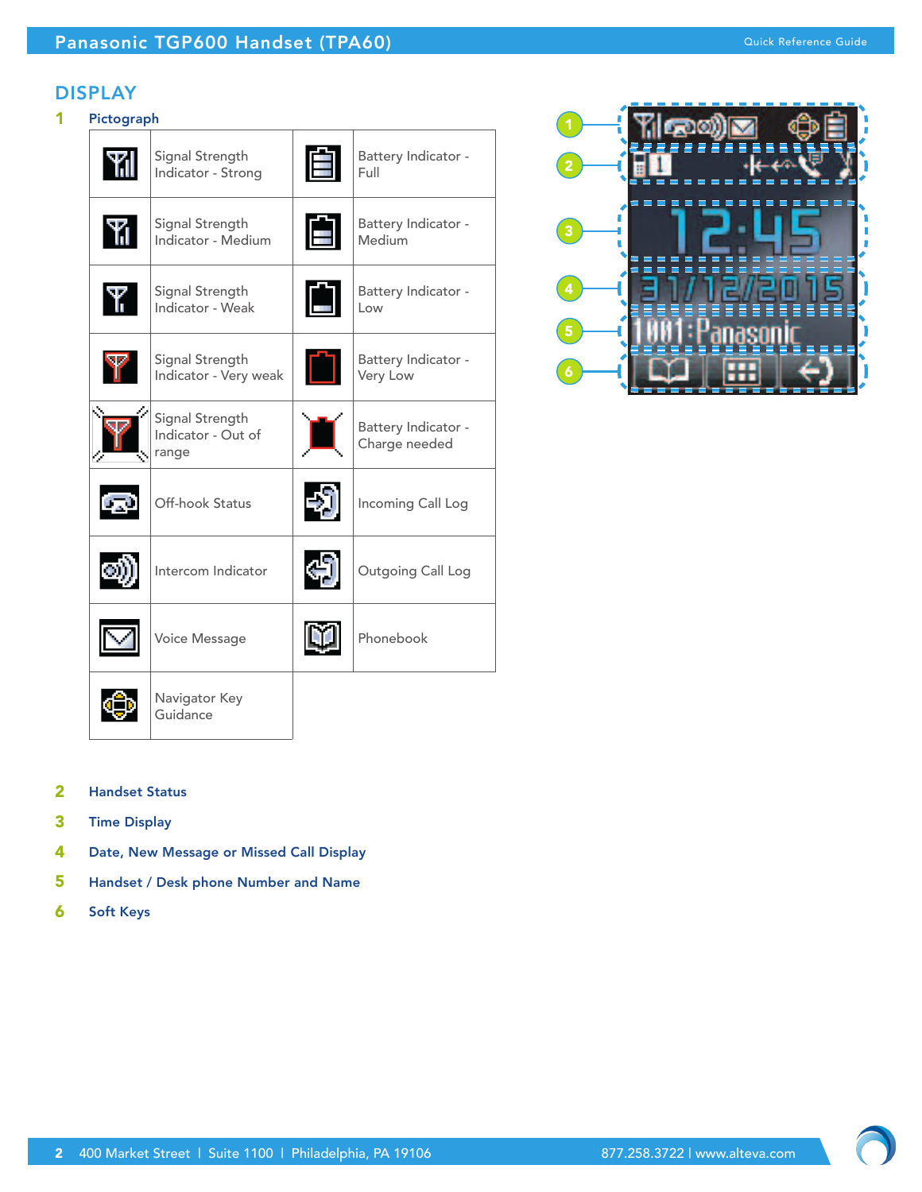# DISPLAY

**1 Pictograph**

| Icon | Description | Icon | Description |
|---|---|---|---|
| | Signal Strength Indicator - Strong | | Battery Indicator - Full |
| | Signal Strength Indicator - Medium | | Battery Indicator - Medium |
| | Signal Strength Indicator - Weak | | Battery Indicator - Low |
| | Signal Strength Indicator - Very weak | | Battery Indicator - Very Low |
| | Signal Strength Indicator - Out of range | | Battery Indicator - Charge needed |
| | Off-hook Status | | Incoming Call Log |
| | Intercom Indicator | | Outgoing Call Log |
| | Voice Message | | Phonebook |
| | Navigator Key Guidance | | |

**2 Handset Status**

**3 Time Display**

**4 Date, New Message or Missed Call Display**

**5 Handset / Desk phone Number and Name**

**6 Soft Keys**

1 — 12:45 — 31/12/2015 — 1001:Panasonic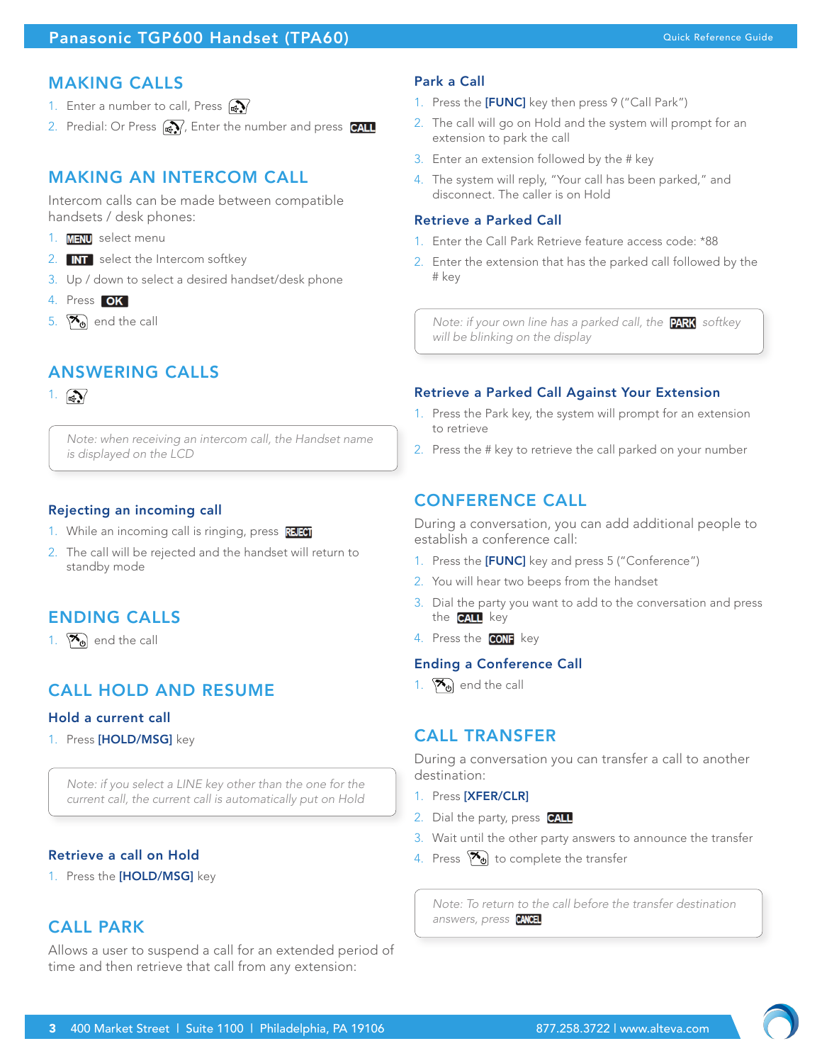# Panasonic TGP600 Handset (TPA60)

Quick Reference Guide

## MAKING CALLS

1. Enter a number to call, Press
2. Predial: Or Press , Enter the number and press CALL

## MAKING AN INTERCOM CALL

Intercom calls can be made between compatible handsets / desk phones:

1. MENU select menu
2. INT select the Intercom softkey
3. Up / down to select a desired handset/desk phone
4. Press OK
5. end the call

## ANSWERING CALLS

1.

> *Note: when receiving an intercom call, the Handset name is displayed on the LCD*

### Rejecting an incoming call

1. While an incoming call is ringing, press REJECT
2. The call will be rejected and the handset will return to standby mode

## ENDING CALLS

1. end the call

## CALL HOLD AND RESUME

### Hold a current call

1. Press **[HOLD/MSG]** key

> *Note: if you select a LINE key other than the one for the current call, the current call is automatically put on Hold*

### Retrieve a call on Hold

1. Press the **[HOLD/MSG]** key

## CALL PARK

Allows a user to suspend a call for an extended period of time and then retrieve that call from any extension:

### Park a Call

1. Press the **[FUNC]** key then press 9 ("Call Park")
2. The call will go on Hold and the system will prompt for an extension to park the call
3. Enter an extension followed by the # key
4. The system will reply, "Your call has been parked," and disconnect. The caller is on Hold

### Retrieve a Parked Call

1. Enter the Call Park Retrieve feature access code: *88
2. Enter the extension that has the parked call followed by the # key

> *Note: if your own line has a parked call, the PARK softkey will be blinking on the display*

### Retrieve a Parked Call Against Your Extension

1. Press the Park key, the system will prompt for an extension to retrieve
2. Press the # key to retrieve the call parked on your number

## CONFERENCE CALL

During a conversation, you can add additional people to establish a conference call:

1. Press the **[FUNC]** key and press 5 ("Conference")
2. You will hear two beeps from the handset
3. Dial the party you want to add to the conversation and press the CALL key
4. Press the CONF key

### Ending a Conference Call

1. end the call

## CALL TRANSFER

During a conversation you can transfer a call to another destination:

1. Press **[XFER/CLR]**
2. Dial the party, press CALL
3. Wait until the other party answers to announce the transfer
4. Press to complete the transfer

> *Note: To return to the call before the transfer destination answers, press CANCEL*

400 Market Street | Suite 1100 | Philadelphia, PA 19106 877.258.3722 | www.alteva.com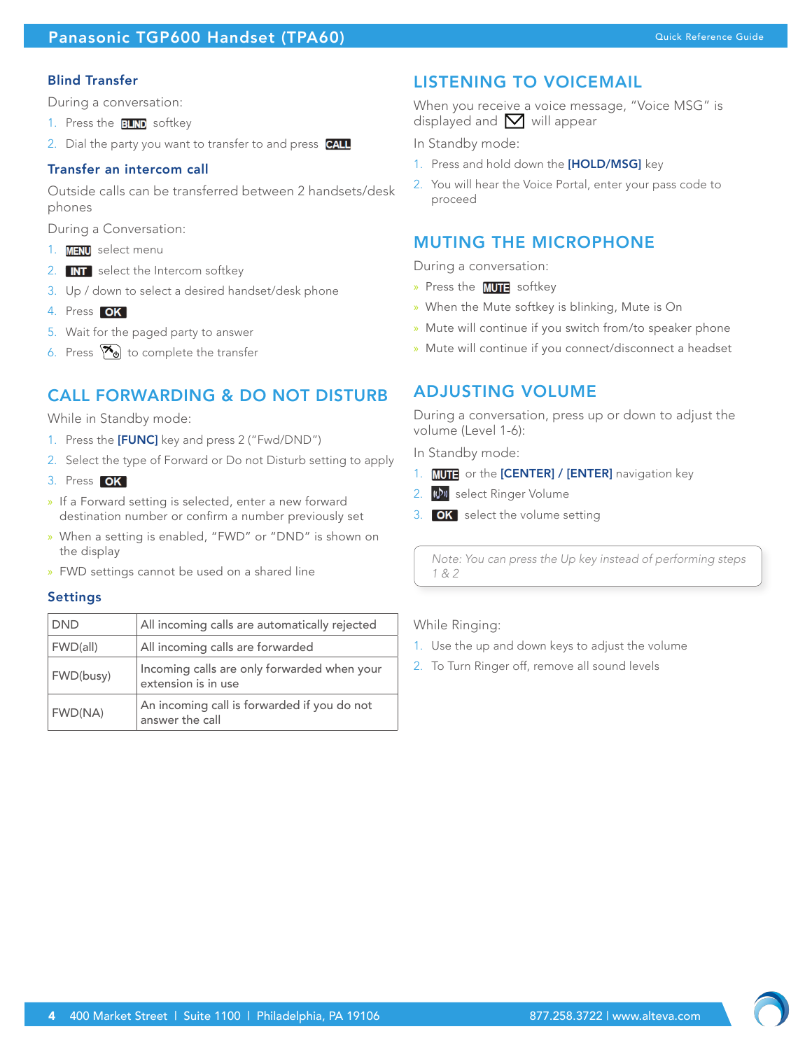### Blind Transfer

During a conversation:

1. Press the BLIND softkey
2. Dial the party you want to transfer to and press CALL

### Transfer an intercom call

Outside calls can be transferred between 2 handsets/desk phones

During a Conversation:

1. MENU select menu
2. INT select the Intercom softkey
3. Up / down to select a desired handset/desk phone
4. Press OK
5. Wait for the paged party to answer
6. Press to complete the transfer

## CALL FORWARDING & DO NOT DISTURB

While in Standby mode:

1. Press the **[FUNC]** key and press 2 ("Fwd/DND")
2. Select the type of Forward or Do not Disturb setting to apply
3. Press OK

- If a Forward setting is selected, enter a new forward destination number or confirm a number previously set
- When a setting is enabled, "FWD" or "DND" is shown on the display
- FWD settings cannot be used on a shared line

### Settings

| | |
|---|---|
| DND | All incoming calls are automatically rejected |
| FWD(all) | All incoming calls are forwarded |
| FWD(busy) | Incoming calls are only forwarded when your extension is in use |
| FWD(NA) | An incoming call is forwarded if you do not answer the call |

## LISTENING TO VOICEMAIL

When you receive a voice message, "Voice MSG" is displayed and will appear

In Standby mode:

1. Press and hold down the **[HOLD/MSG]** key
2. You will hear the Voice Portal, enter your pass code to proceed

## MUTING THE MICROPHONE

During a conversation:

- Press the MUTE softkey
- When the Mute softkey is blinking, Mute is On
- Mute will continue if you switch from/to speaker phone
- Mute will continue if you connect/disconnect a headset

## ADJUSTING VOLUME

During a conversation, press up or down to adjust the volume (Level 1-6):

In Standby mode:

1. MUTE or the **[CENTER] / [ENTER]** navigation key
2. select Ringer Volume
3. OK select the volume setting

*Note: You can press the Up key instead of performing steps 1 & 2*

While Ringing:

1. Use the up and down keys to adjust the volume
2. To Turn Ringer off, remove all sound levels

400 Market Street | Suite 1100 | Philadelphia, PA 19106

877.258.3722 | www.alteva.com